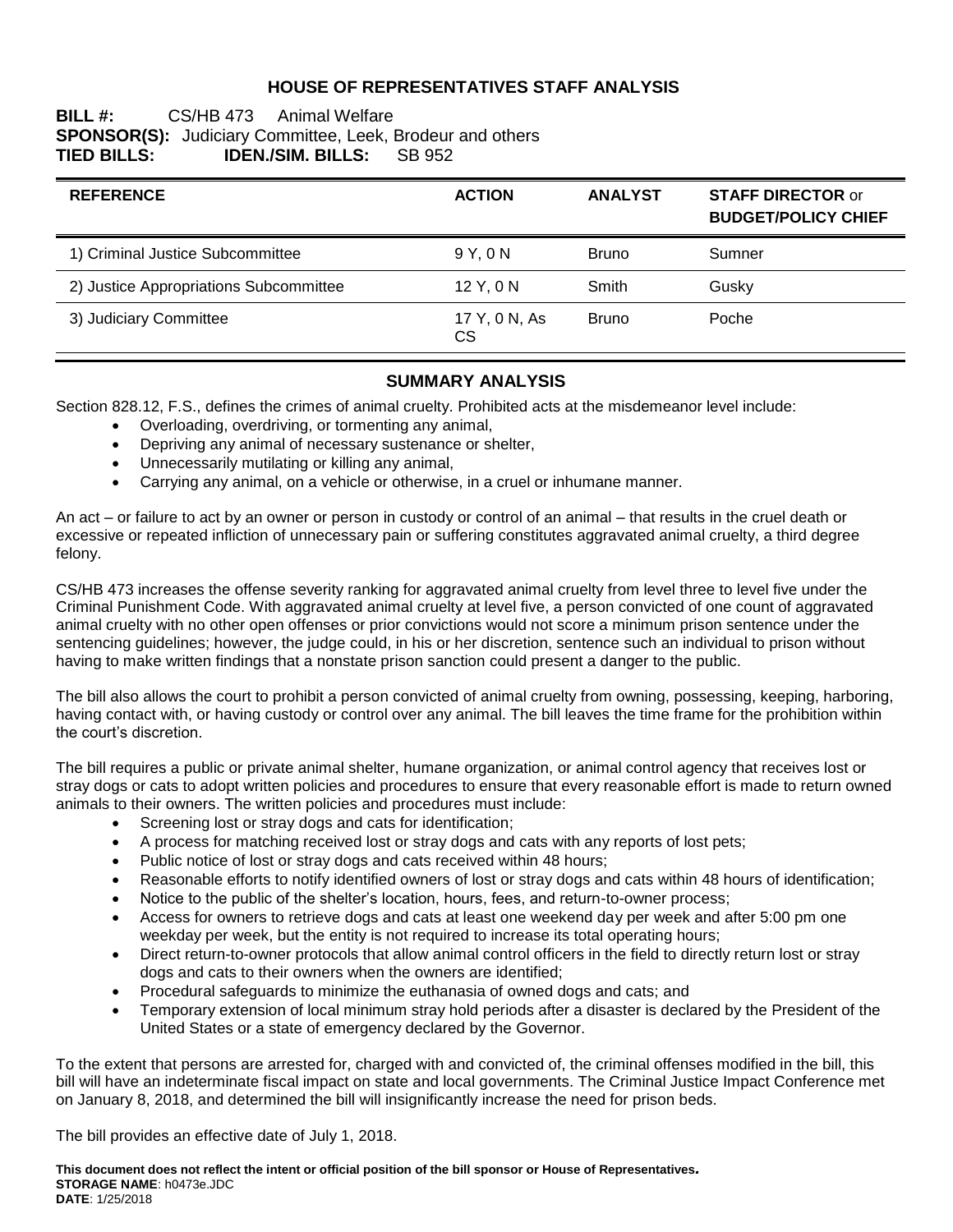# HOUSE OF REPRESENTATIVES STAFF ANALYSIS

**BILL #:** CS/HB 473 Animal Welfare
**SPONSOR(S):** Judiciary Committee, Leek, Brodeur and others
**TIED BILLS:** **IDEN./SIM. BILLS:** SB 952

| REFERENCE | ACTION | ANALYST | STAFF DIRECTOR or BUDGET/POLICY CHIEF |
|---|---|---|---|
| 1) Criminal Justice Subcommittee | 9 Y, 0 N | Bruno | Sumner |
| 2) Justice Appropriations Subcommittee | 12 Y, 0 N | Smith | Gusky |
| 3) Judiciary Committee | 17 Y, 0 N, As CS | Bruno | Poche |

## SUMMARY ANALYSIS

Section 828.12, F.S., defines the crimes of animal cruelty. Prohibited acts at the misdemeanor level include:

- Overloading, overdriving, or tormenting any animal,
- Depriving any animal of necessary sustenance or shelter,
- Unnecessarily mutilating or killing any animal,
- Carrying any animal, on a vehicle or otherwise, in a cruel or inhumane manner.

An act – or failure to act by an owner or person in custody or control of an animal – that results in the cruel death or excessive or repeated infliction of unnecessary pain or suffering constitutes aggravated animal cruelty, a third degree felony.

CS/HB 473 increases the offense severity ranking for aggravated animal cruelty from level three to level five under the Criminal Punishment Code. With aggravated animal cruelty at level five, a person convicted of one count of aggravated animal cruelty with no other open offenses or prior convictions would not score a minimum prison sentence under the sentencing guidelines; however, the judge could, in his or her discretion, sentence such an individual to prison without having to make written findings that a nonstate prison sanction could present a danger to the public.

The bill also allows the court to prohibit a person convicted of animal cruelty from owning, possessing, keeping, harboring, having contact with, or having custody or control over any animal. The bill leaves the time frame for the prohibition within the court's discretion.

The bill requires a public or private animal shelter, humane organization, or animal control agency that receives lost or stray dogs or cats to adopt written policies and procedures to ensure that every reasonable effort is made to return owned animals to their owners. The written policies and procedures must include:

- Screening lost or stray dogs and cats for identification;
- A process for matching received lost or stray dogs and cats with any reports of lost pets;
- Public notice of lost or stray dogs and cats received within 48 hours;
- Reasonable efforts to notify identified owners of lost or stray dogs and cats within 48 hours of identification;
- Notice to the public of the shelter's location, hours, fees, and return-to-owner process;
- Access for owners to retrieve dogs and cats at least one weekend day per week and after 5:00 pm one weekday per week, but the entity is not required to increase its total operating hours;
- Direct return-to-owner protocols that allow animal control officers in the field to directly return lost or stray dogs and cats to their owners when the owners are identified;
- Procedural safeguards to minimize the euthanasia of owned dogs and cats; and
- Temporary extension of local minimum stray hold periods after a disaster is declared by the President of the United States or a state of emergency declared by the Governor.

To the extent that persons are arrested for, charged with and convicted of, the criminal offenses modified in the bill, this bill will have an indeterminate fiscal impact on state and local governments. The Criminal Justice Impact Conference met on January 8, 2018, and determined the bill will insignificantly increase the need for prison beds.

The bill provides an effective date of July 1, 2018.

**This document does not reflect the intent or official position of the bill sponsor or House of Representatives.**
**STORAGE NAME**: h0473e.JDC
**DATE**: 1/25/2018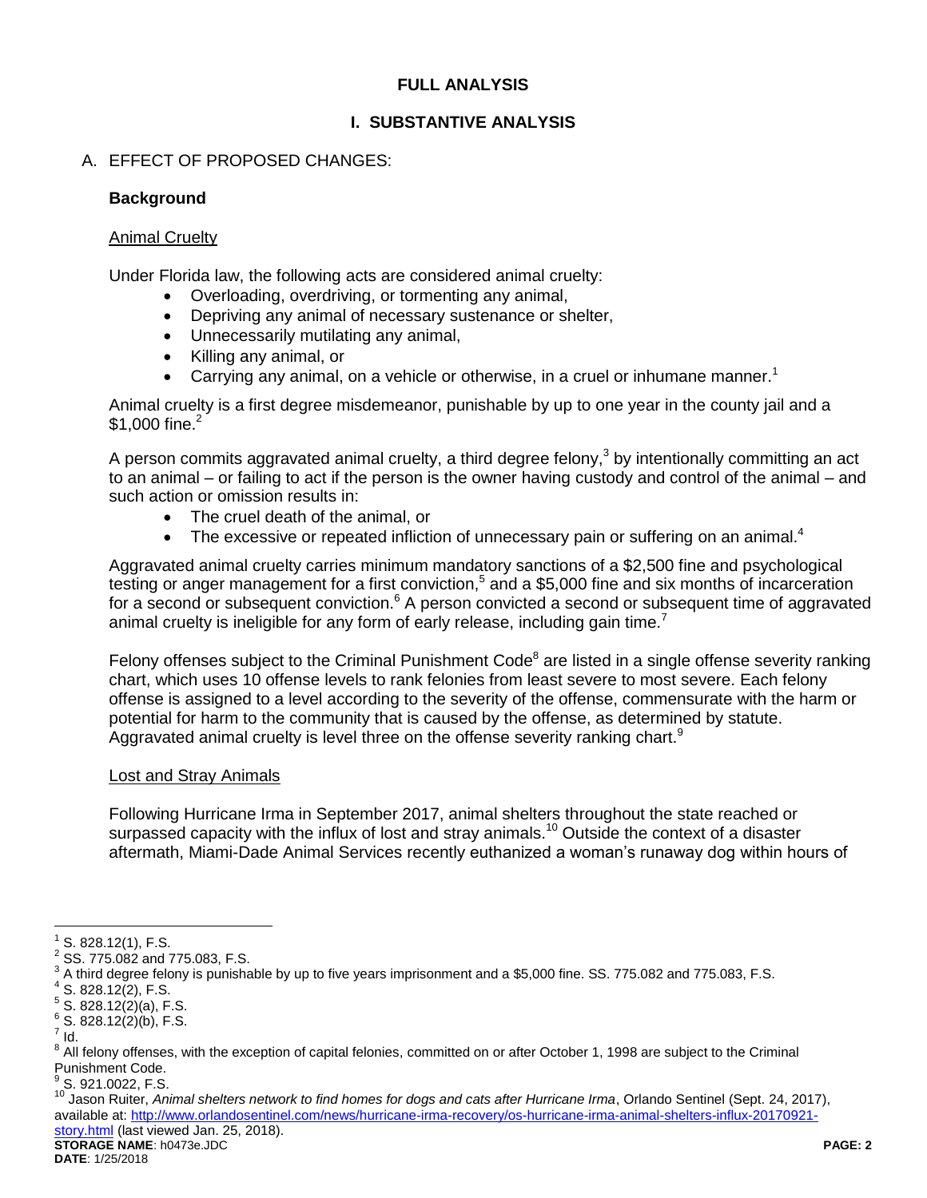# FULL ANALYSIS

## I. SUBSTANTIVE ANALYSIS

### A. EFFECT OF PROPOSED CHANGES:

**Background**

Animal Cruelty

Under Florida law, the following acts are considered animal cruelty:

- Overloading, overdriving, or tormenting any animal,
- Depriving any animal of necessary sustenance or shelter,
- Unnecessarily mutilating any animal,
- Killing any animal, or
- Carrying any animal, on a vehicle or otherwise, in a cruel or inhumane manner.[1]

Animal cruelty is a first degree misdemeanor, punishable by up to one year in the county jail and a $1,000 fine.[2]

A person commits aggravated animal cruelty, a third degree felony,[3] by intentionally committing an act to an animal – or failing to act if the person is the owner having custody and control of the animal – and such action or omission results in:

- The cruel death of the animal, or
- The excessive or repeated infliction of unnecessary pain or suffering on an animal.[4]

Aggravated animal cruelty carries minimum mandatory sanctions of a $2,500 fine and psychological testing or anger management for a first conviction,[5] and a $5,000 fine and six months of incarceration for a second or subsequent conviction.[6] A person convicted a second or subsequent time of aggravated animal cruelty is ineligible for any form of early release, including gain time.[7]

Felony offenses subject to the Criminal Punishment Code[8] are listed in a single offense severity ranking chart, which uses 10 offense levels to rank felonies from least severe to most severe. Each felony offense is assigned to a level according to the severity of the offense, commensurate with the harm or potential for harm to the community that is caused by the offense, as determined by statute. Aggravated animal cruelty is level three on the offense severity ranking chart.[9]

Lost and Stray Animals

Following Hurricane Irma in September 2017, animal shelters throughout the state reached or surpassed capacity with the influx of lost and stray animals.[10] Outside the context of a disaster aftermath, Miami-Dade Animal Services recently euthanized a woman's runaway dog within hours of

---

[1] S. 828.12(1), F.S.

[2] SS. 775.082 and 775.083, F.S.

[3] A third degree felony is punishable by up to five years imprisonment and a $5,000 fine. SS. 775.082 and 775.083, F.S.

[4] S. 828.12(2), F.S.

[5] S. 828.12(2)(a), F.S.

[6] S. 828.12(2)(b), F.S.

[7] Id.

[8] All felony offenses, with the exception of capital felonies, committed on or after October 1, 1998 are subject to the Criminal Punishment Code.

[9] S. 921.0022, F.S.

[10] Jason Ruiter, *Animal shelters network to find homes for dogs and cats after Hurricane Irma*, Orlando Sentinel (Sept. 24, 2017), available at: http://www.orlandosentinel.com/news/hurricane-irma-recovery/os-hurricane-irma-animal-shelters-influx-20170921-story.html (last viewed Jan. 25, 2018).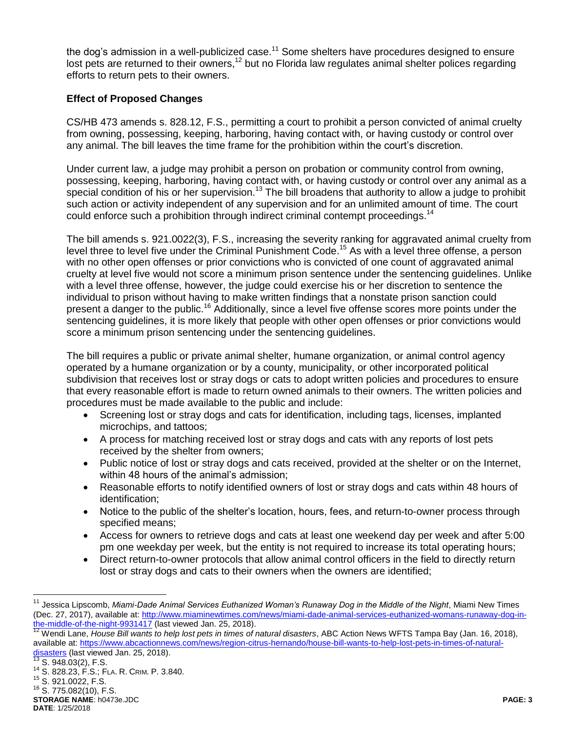the dog's admission in a well-publicized case.[11] Some shelters have procedures designed to ensure lost pets are returned to their owners,[12] but no Florida law regulates animal shelter polices regarding efforts to return pets to their owners.

**Effect of Proposed Changes**

CS/HB 473 amends s. 828.12, F.S., permitting a court to prohibit a person convicted of animal cruelty from owning, possessing, keeping, harboring, having contact with, or having custody or control over any animal. The bill leaves the time frame for the prohibition within the court's discretion.

Under current law, a judge may prohibit a person on probation or community control from owning, possessing, keeping, harboring, having contact with, or having custody or control over any animal as a special condition of his or her supervision.[13] The bill broadens that authority to allow a judge to prohibit such action or activity independent of any supervision and for an unlimited amount of time. The court could enforce such a prohibition through indirect criminal contempt proceedings.[14]

The bill amends s. 921.0022(3), F.S., increasing the severity ranking for aggravated animal cruelty from level three to level five under the Criminal Punishment Code.[15] As with a level three offense, a person with no other open offenses or prior convictions who is convicted of one count of aggravated animal cruelty at level five would not score a minimum prison sentence under the sentencing guidelines. Unlike with a level three offense, however, the judge could exercise his or her discretion to sentence the individual to prison without having to make written findings that a nonstate prison sanction could present a danger to the public.[16] Additionally, since a level five offense scores more points under the sentencing guidelines, it is more likely that people with other open offenses or prior convictions would score a minimum prison sentencing under the sentencing guidelines.

The bill requires a public or private animal shelter, humane organization, or animal control agency operated by a humane organization or by a county, municipality, or other incorporated political subdivision that receives lost or stray dogs or cats to adopt written policies and procedures to ensure that every reasonable effort is made to return owned animals to their owners. The written policies and procedures must be made available to the public and include:

- Screening lost or stray dogs and cats for identification, including tags, licenses, implanted microchips, and tattoos;
- A process for matching received lost or stray dogs and cats with any reports of lost pets received by the shelter from owners;
- Public notice of lost or stray dogs and cats received, provided at the shelter or on the Internet, within 48 hours of the animal's admission;
- Reasonable efforts to notify identified owners of lost or stray dogs and cats within 48 hours of identification;
- Notice to the public of the shelter's location, hours, fees, and return-to-owner process through specified means;
- Access for owners to retrieve dogs and cats at least one weekend day per week and after 5:00 pm one weekday per week, but the entity is not required to increase its total operating hours;
- Direct return-to-owner protocols that allow animal control officers in the field to directly return lost or stray dogs and cats to their owners when the owners are identified;

---

[11] Jessica Lipscomb, *Miami-Dade Animal Services Euthanized Woman's Runaway Dog in the Middle of the Night*, Miami New Times (Dec. 27, 2017), available at: http://www.miaminewtimes.com/news/miami-dade-animal-services-euthanized-womans-runaway-dog-in-the-middle-of-the-night-9931417 (last viewed Jan. 25, 2018).

[12] Wendi Lane, *House Bill wants to help lost pets in times of natural disasters*, ABC Action News WFTS Tampa Bay (Jan. 16, 2018), available at: https://www.abcactionnews.com/news/region-citrus-hernando/house-bill-wants-to-help-lost-pets-in-times-of-natural-disasters (last viewed Jan. 25, 2018).

[13] S. 948.03(2), F.S.

[14] S. 828.23, F.S.; FLA. R. CRIM. P. 3.840.

[15] S. 921.0022, F.S.

[16] S. 775.082(10), F.S.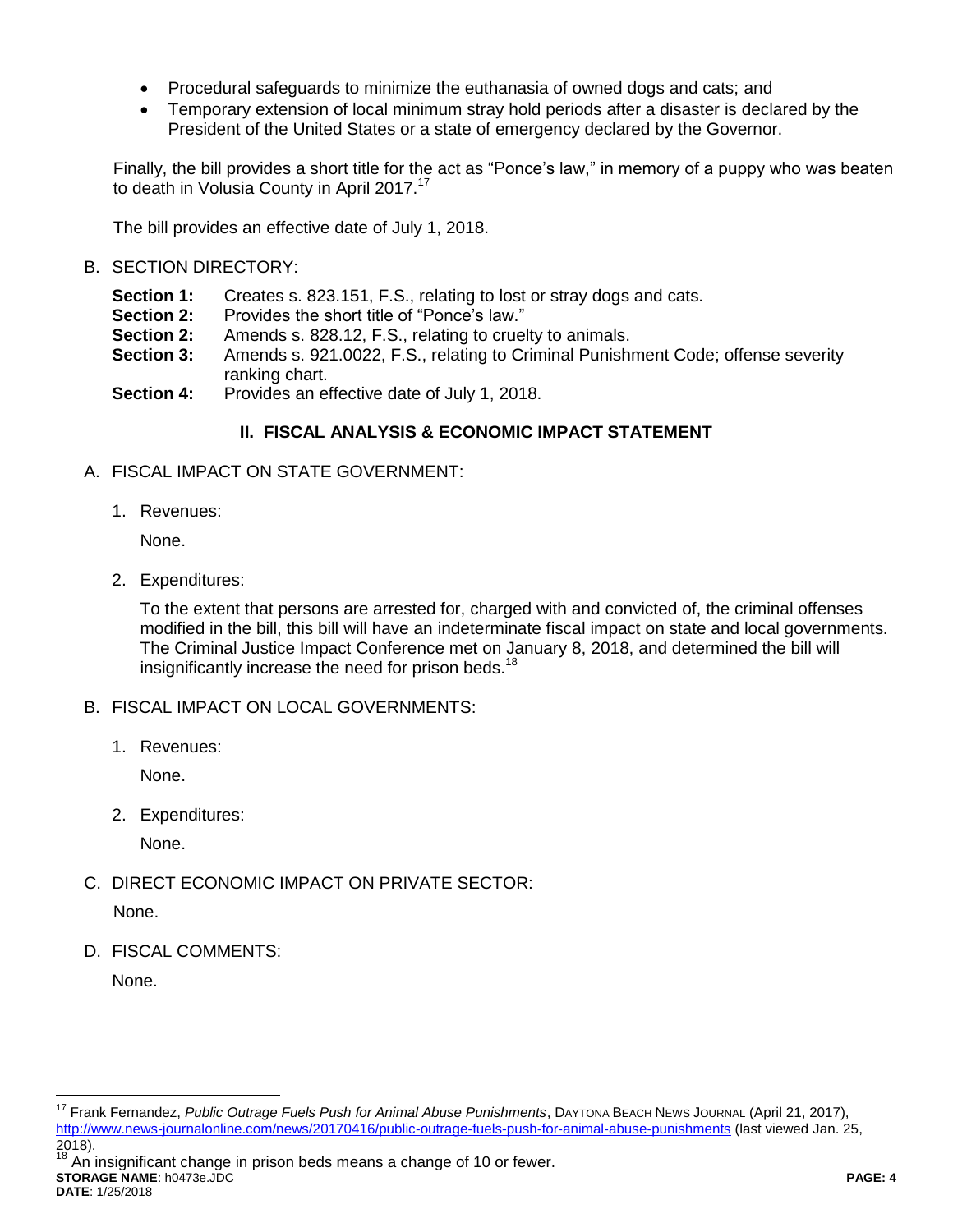- Procedural safeguards to minimize the euthanasia of owned dogs and cats; and
- Temporary extension of local minimum stray hold periods after a disaster is declared by the President of the United States or a state of emergency declared by the Governor.

Finally, the bill provides a short title for the act as "Ponce's law," in memory of a puppy who was beaten to death in Volusia County in April 2017.[17]

The bill provides an effective date of July 1, 2018.

B. SECTION DIRECTORY:

**Section 1:** Creates s. 823.151, F.S., relating to lost or stray dogs and cats.
**Section 2:** Provides the short title of "Ponce's law."
**Section 2:** Amends s. 828.12, F.S., relating to cruelty to animals.
**Section 3:** Amends s. 921.0022, F.S., relating to Criminal Punishment Code; offense severity ranking chart.
**Section 4:** Provides an effective date of July 1, 2018.

## II. FISCAL ANALYSIS & ECONOMIC IMPACT STATEMENT

A. FISCAL IMPACT ON STATE GOVERNMENT:

1. Revenues:

   None.

2. Expenditures:

   To the extent that persons are arrested for, charged with and convicted of, the criminal offenses modified in the bill, this bill will have an indeterminate fiscal impact on state and local governments. The Criminal Justice Impact Conference met on January 8, 2018, and determined the bill will insignificantly increase the need for prison beds.[18]

B. FISCAL IMPACT ON LOCAL GOVERNMENTS:

1. Revenues:

   None.

2. Expenditures:

   None.

C. DIRECT ECONOMIC IMPACT ON PRIVATE SECTOR:

None.

D. FISCAL COMMENTS:

None.

---

[17] Frank Fernandez, *Public Outrage Fuels Push for Animal Abuse Punishments*, DAYTONA BEACH NEWS JOURNAL (April 21, 2017), http://www.news-journalonline.com/news/20170416/public-outrage-fuels-push-for-animal-abuse-punishments (last viewed Jan. 25, 2018).

[18] An insignificant change in prison beds means a change of 10 or fewer.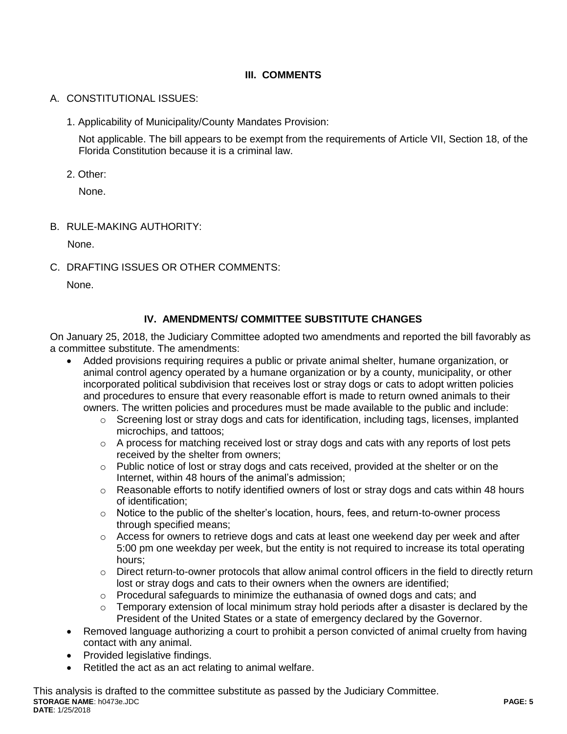## III. COMMENTS

A. CONSTITUTIONAL ISSUES:

1. Applicability of Municipality/County Mandates Provision:

   Not applicable. The bill appears to be exempt from the requirements of Article VII, Section 18, of the Florida Constitution because it is a criminal law.

2. Other:

   None.

B. RULE-MAKING AUTHORITY:

   None.

C. DRAFTING ISSUES OR OTHER COMMENTS:

   None.

## IV. AMENDMENTS/ COMMITTEE SUBSTITUTE CHANGES

On January 25, 2018, the Judiciary Committee adopted two amendments and reported the bill favorably as a committee substitute. The amendments:

- Added provisions requiring requires a public or private animal shelter, humane organization, or animal control agency operated by a humane organization or by a county, municipality, or other incorporated political subdivision that receives lost or stray dogs or cats to adopt written policies and procedures to ensure that every reasonable effort is made to return owned animals to their owners. The written policies and procedures must be made available to the public and include:
  - Screening lost or stray dogs and cats for identification, including tags, licenses, implanted microchips, and tattoos;
  - A process for matching received lost or stray dogs and cats with any reports of lost pets received by the shelter from owners;
  - Public notice of lost or stray dogs and cats received, provided at the shelter or on the Internet, within 48 hours of the animal's admission;
  - Reasonable efforts to notify identified owners of lost or stray dogs and cats within 48 hours of identification;
  - Notice to the public of the shelter's location, hours, fees, and return-to-owner process through specified means;
  - Access for owners to retrieve dogs and cats at least one weekend day per week and after 5:00 pm one weekday per week, but the entity is not required to increase its total operating hours;
  - Direct return-to-owner protocols that allow animal control officers in the field to directly return lost or stray dogs and cats to their owners when the owners are identified;
  - Procedural safeguards to minimize the euthanasia of owned dogs and cats; and
  - Temporary extension of local minimum stray hold periods after a disaster is declared by the President of the United States or a state of emergency declared by the Governor.
- Removed language authorizing a court to prohibit a person convicted of animal cruelty from having contact with any animal.
- Provided legislative findings.
- Retitled the act as an act relating to animal welfare.

This analysis is drafted to the committee substitute as passed by the Judiciary Committee.